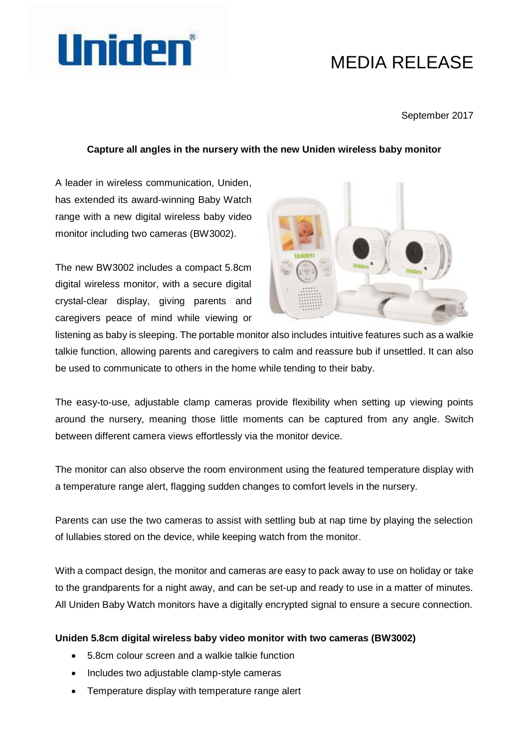Uniden®

# MEDIA RELEASE

September 2017

**Capture all angles in the nursery with the new Uniden wireless baby monitor**

A leader in wireless communication, Uniden, has extended its award-winning Baby Watch range with a new digital wireless baby video monitor including two cameras (BW3002).

The new BW3002 includes a compact 5.8cm digital wireless monitor, with a secure digital crystal-clear display, giving parents and caregivers peace of mind while viewing or listening as baby is sleeping. The portable monitor also includes intuitive features such as a walkie talkie function, allowing parents and caregivers to calm and reassure bub if unsettled. It can also be used to communicate to others in the home while tending to their baby.

The easy-to-use, adjustable clamp cameras provide flexibility when setting up viewing points around the nursery, meaning those little moments can be captured from any angle. Switch between different camera views effortlessly via the monitor device.

The monitor can also observe the room environment using the featured temperature display with a temperature range alert, flagging sudden changes to comfort levels in the nursery.

Parents can use the two cameras to assist with settling bub at nap time by playing the selection of lullabies stored on the device, while keeping watch from the monitor.

With a compact design, the monitor and cameras are easy to pack away to use on holiday or take to the grandparents for a night away, and can be set-up and ready to use in a matter of minutes. All Uniden Baby Watch monitors have a digitally encrypted signal to ensure a secure connection.

**Uniden 5.8cm digital wireless baby video monitor with two cameras (BW3002)**

- 5.8cm colour screen and a walkie talkie function
- Includes two adjustable clamp-style cameras
- Temperature display with temperature range alert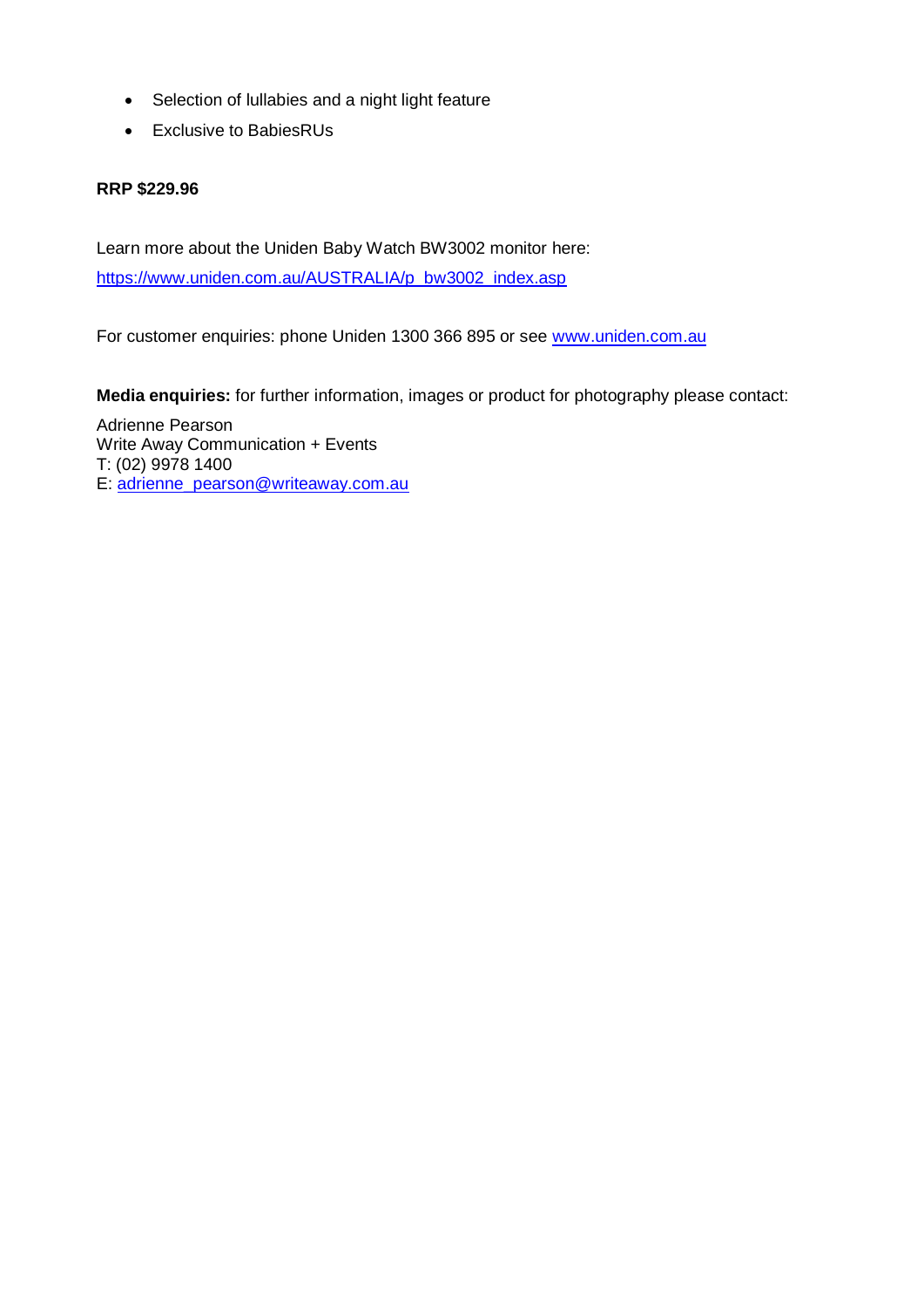- Selection of lullabies and a night light feature
- Exclusive to BabiesRUs

**RRP $229.96**

Learn more about the Uniden Baby Watch BW3002 monitor here:
https://www.uniden.com.au/AUSTRALIA/p_bw3002_index.asp

For customer enquiries: phone Uniden 1300 366 895 or see www.uniden.com.au

**Media enquiries:** for further information, images or product for photography please contact:

Adrienne Pearson
Write Away Communication + Events
T: (02) 9978 1400
E: adrienne_pearson@writeaway.com.au